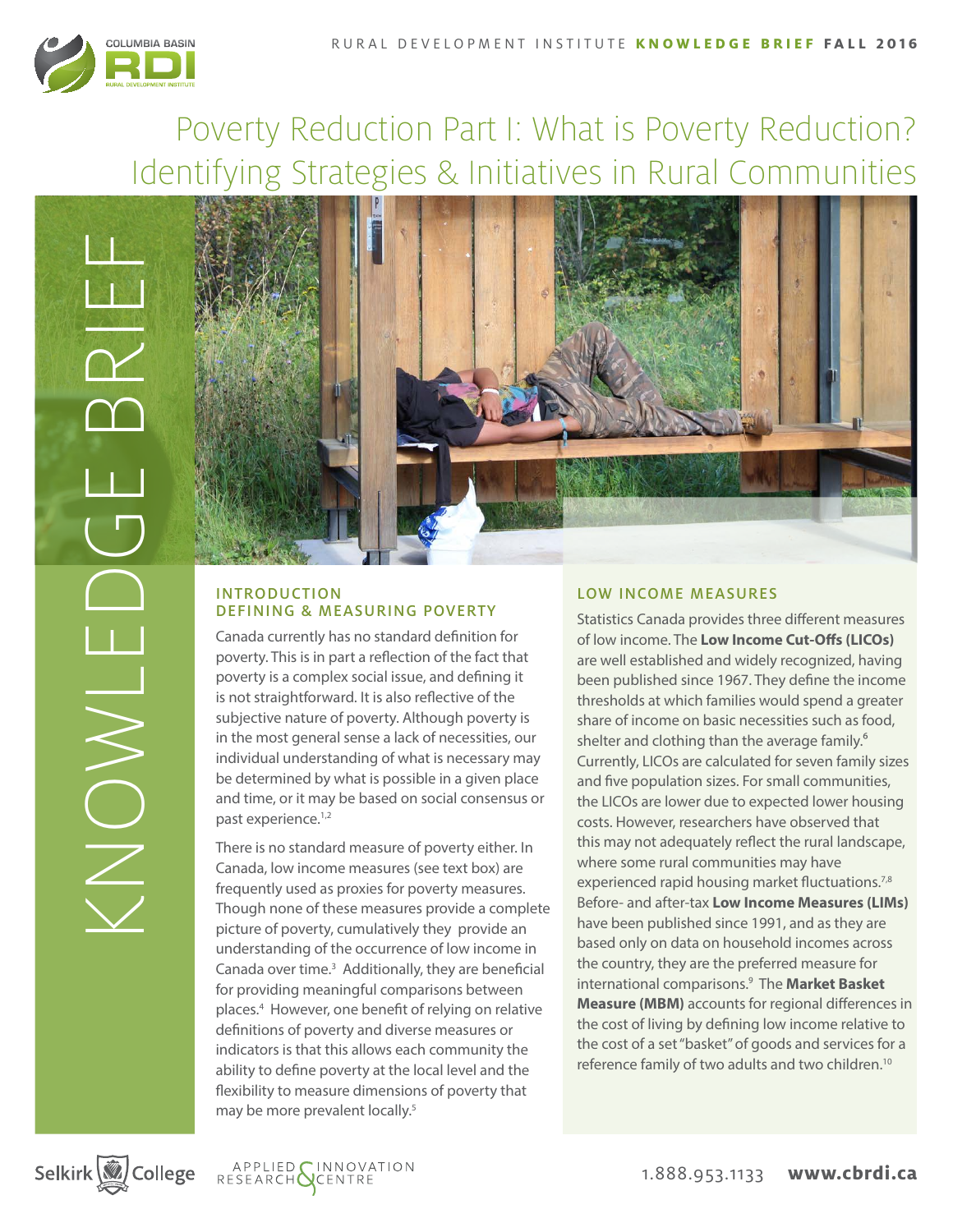# Poverty Reduction Part I: What is Poverty Reduction? Identifying Strategies & Initiatives in Rural Communities

## INTRODUCTION
## DEFINING & MEASURING POVERTY

Canada currently has no standard definition for poverty. This is in part a reflection of the fact that poverty is a complex social issue, and defining it is not straightforward. It is also reflective of the subjective nature of poverty. Although poverty is in the most general sense a lack of necessities, our individual understanding of what is necessary may be determined by what is possible in a given place and time, or it may be based on social consensus or past experience.[1,2]

There is no standard measure of poverty either. In Canada, low income measures (see text box) are frequently used as proxies for poverty measures. Though none of these measures provide a complete picture of poverty, cumulatively they provide an understanding of the occurrence of low income in Canada over time.[3] Additionally, they are beneficial for providing meaningful comparisons between places.[4] However, one benefit of relying on relative definitions of poverty and diverse measures or indicators is that this allows each community the ability to define poverty at the local level and the flexibility to measure dimensions of poverty that may be more prevalent locally.[5]

## LOW INCOME MEASURES

Statistics Canada provides three different measures of low income. The **Low Income Cut-Offs (LICOs)** are well established and widely recognized, having been published since 1967. They define the income thresholds at which families would spend a greater share of income on basic necessities such as food, shelter and clothing than the average family.[6] Currently, LICOs are calculated for seven family sizes and five population sizes. For small communities, the LICOs are lower due to expected lower housing costs. However, researchers have observed that this may not adequately reflect the rural landscape, where some rural communities may have experienced rapid housing market fluctuations.[7,8] Before- and after-tax **Low Income Measures (LIMs)** have been published since 1991, and as they are based only on data on household incomes across the country, they are the preferred measure for international comparisons.[9] The **Market Basket Measure (MBM)** accounts for regional differences in the cost of living by defining low income relative to the cost of a set "basket" of goods and services for a reference family of two adults and two children.[10]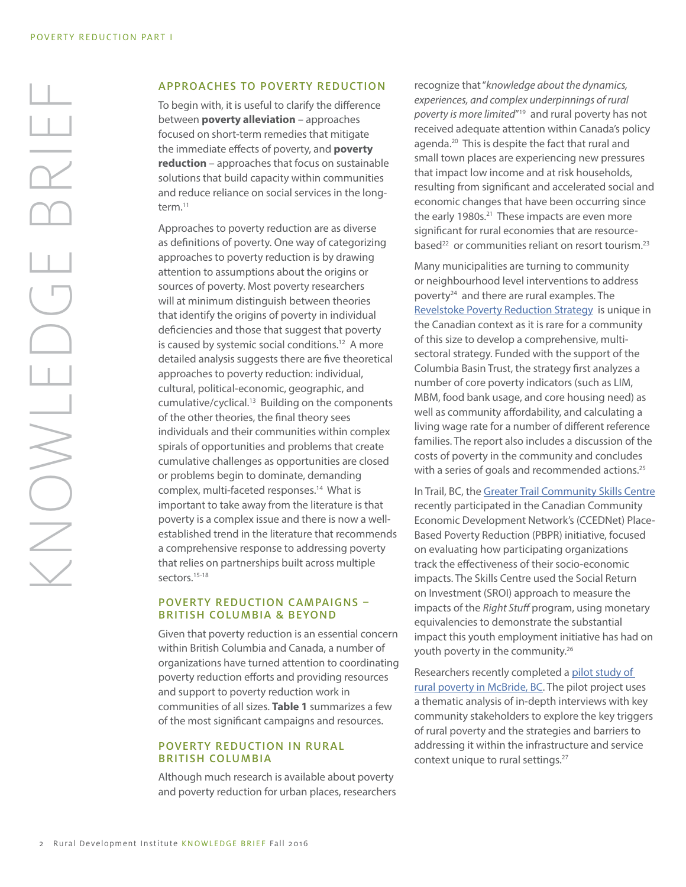## APPROACHES TO POVERTY REDUCTION

To begin with, it is useful to clarify the difference between **poverty alleviation** – approaches focused on short-term remedies that mitigate the immediate effects of poverty, and **poverty reduction** – approaches that focus on sustainable solutions that build capacity within communities and reduce reliance on social services in the long-term.[11]

Approaches to poverty reduction are as diverse as definitions of poverty. One way of categorizing approaches to poverty reduction is by drawing attention to assumptions about the origins or sources of poverty. Most poverty researchers will at minimum distinguish between theories that identify the origins of poverty in individual deficiencies and those that suggest that poverty is caused by systemic social conditions.[12] A more detailed analysis suggests there are five theoretical approaches to poverty reduction: individual, cultural, political-economic, geographic, and cumulative/cyclical.[13] Building on the components of the other theories, the final theory sees individuals and their communities within complex spirals of opportunities and problems that create cumulative challenges as opportunities are closed or problems begin to dominate, demanding complex, multi-faceted responses.[14] What is important to take away from the literature is that poverty is a complex issue and there is now a well-established trend in the literature that recommends a comprehensive response to addressing poverty that relies on partnerships built across multiple sectors.[15-18]

## POVERTY REDUCTION CAMPAIGNS – BRITISH COLUMBIA & BEYOND

Given that poverty reduction is an essential concern within British Columbia and Canada, a number of organizations have turned attention to coordinating poverty reduction efforts and providing resources and support to poverty reduction work in communities of all sizes. **Table 1** summarizes a few of the most significant campaigns and resources.

## POVERTY REDUCTION IN RURAL BRITISH COLUMBIA

Although much research is available about poverty and poverty reduction for urban places, researchers recognize that "*knowledge about the dynamics, experiences, and complex underpinnings of rural poverty is more limited*"[19] and rural poverty has not received adequate attention within Canada's policy agenda.[20] This is despite the fact that rural and small town places are experiencing new pressures that impact low income and at risk households, resulting from significant and accelerated social and economic changes that have been occurring since the early 1980s.[21] These impacts are even more significant for rural economies that are resource-based[22] or communities reliant on resort tourism.[23]

Many municipalities are turning to community or neighbourhood level interventions to address poverty[24] and there are rural examples. The Revelstoke Poverty Reduction Strategy is unique in the Canadian context as it is rare for a community of this size to develop a comprehensive, multi-sectoral strategy. Funded with the support of the Columbia Basin Trust, the strategy first analyzes a number of core poverty indicators (such as LIM, MBM, food bank usage, and core housing need) as well as community affordability, and calculating a living wage rate for a number of different reference families. The report also includes a discussion of the costs of poverty in the community and concludes with a series of goals and recommended actions.[25]

In Trail, BC, the Greater Trail Community Skills Centre recently participated in the Canadian Community Economic Development Network's (CCEDNet) Place-Based Poverty Reduction (PBPR) initiative, focused on evaluating how participating organizations track the effectiveness of their socio-economic impacts. The Skills Centre used the Social Return on Investment (SROI) approach to measure the impacts of the *Right Stuff* program, using monetary equivalencies to demonstrate the substantial impact this youth employment initiative has had on youth poverty in the community.[26]

Researchers recently completed a pilot study of rural poverty in McBride, BC. The pilot project uses a thematic analysis of in-depth interviews with key community stakeholders to explore the key triggers of rural poverty and the strategies and barriers to addressing it within the infrastructure and service context unique to rural settings.[27]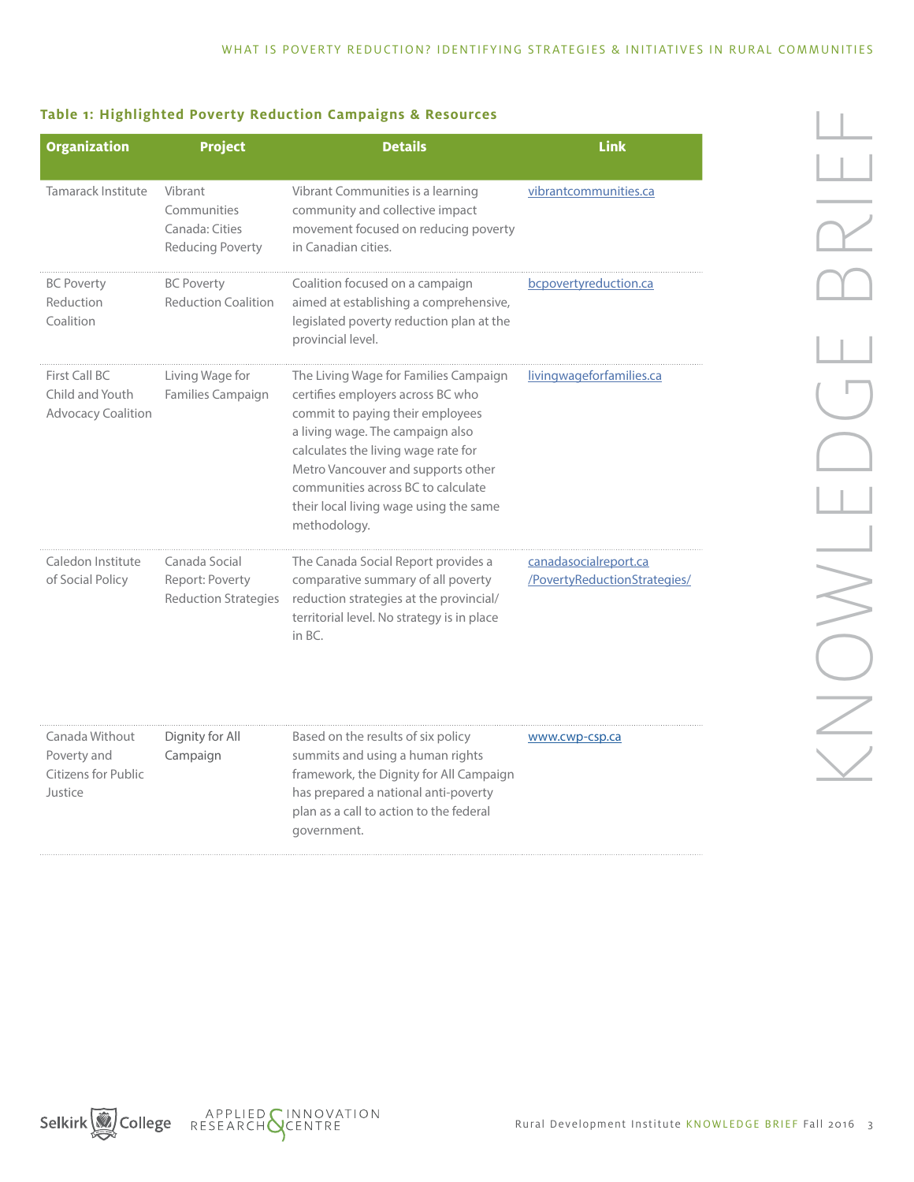### Table 1: Highlighted Poverty Reduction Campaigns & Resources

| Organization | Project | Details | Link |
| --- | --- | --- | --- |
| Tamarack Institute | Vibrant Communities Canada: Cities Reducing Poverty | Vibrant Communities is a learning community and collective impact movement focused on reducing poverty in Canadian cities. | vibrantcommunities.ca |
| BC Poverty Reduction Coalition | BC Poverty Reduction Coalition | Coalition focused on a campaign aimed at establishing a comprehensive, legislated poverty reduction plan at the provincial level. | bcpovertyreduction.ca |
| First Call BC Child and Youth Advocacy Coalition | Living Wage for Families Campaign | The Living Wage for Families Campaign certifies employers across BC who commit to paying their employees a living wage. The campaign also calculates the living wage rate for Metro Vancouver and supports other communities across BC to calculate their local living wage using the same methodology. | livingwageforfamilies.ca |
| Caledon Institute of Social Policy | Canada Social Report: Poverty Reduction Strategies | The Canada Social Report provides a comparative summary of all poverty reduction strategies at the provincial/territorial level. No strategy is in place in BC. | canadasocialreport.ca/PovertyReductionStrategies/ |
| Canada Without Poverty and Citizens for Public Justice | Dignity for All Campaign | Based on the results of six policy summits and using a human rights framework, the Dignity for All Campaign has prepared a national anti-poverty plan as a call to action to the federal government. | www.cwp-csp.ca |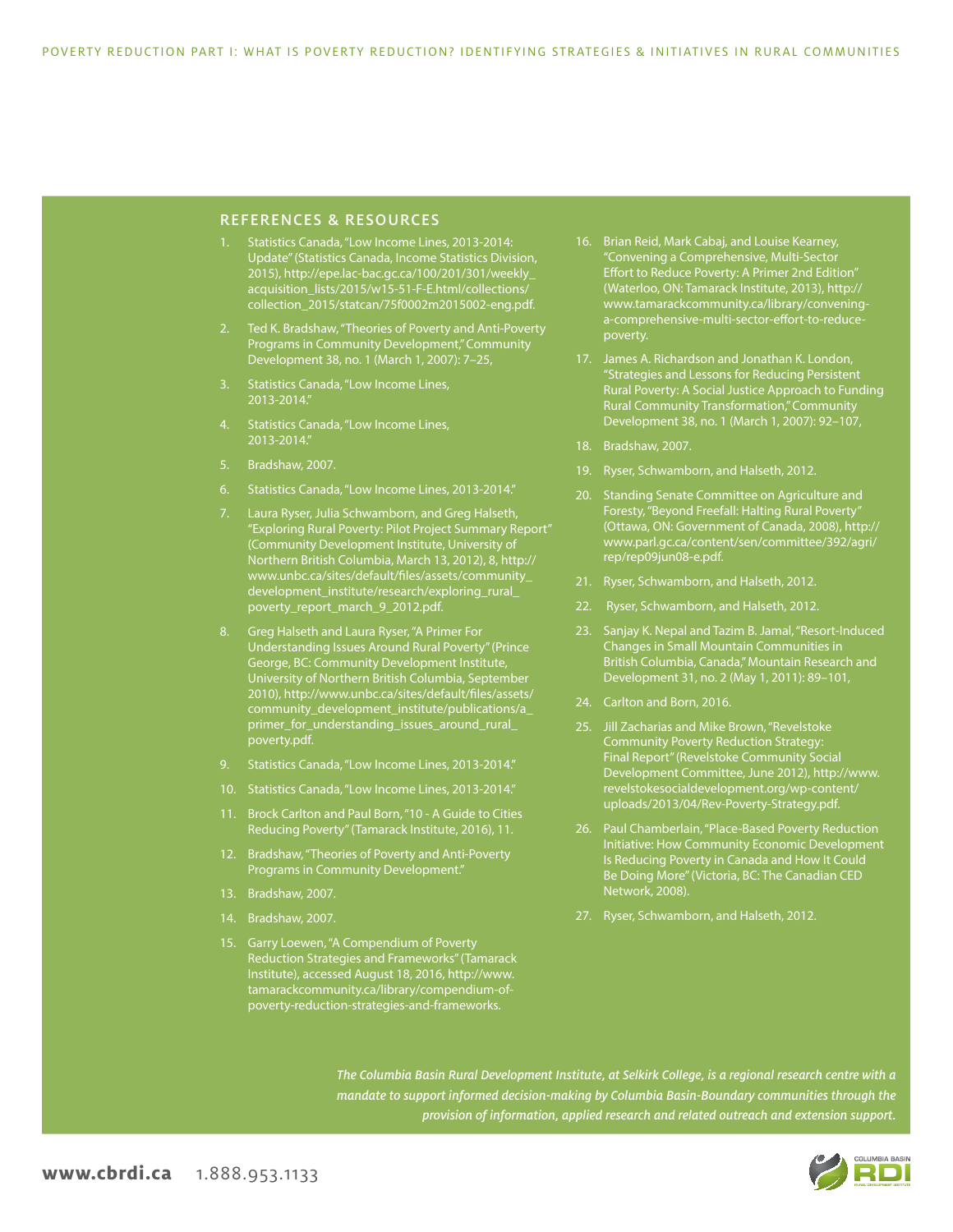## REFERENCES & RESOURCES

1. Statistics Canada, "Low Income Lines, 2013-2014: Update" (Statistics Canada, Income Statistics Division, 2015), http://epe.lac-bac.gc.ca/100/201/301/weekly_acquisition_lists/2015/w15-51-F-E.html/collections/collection_2015/statcan/75f0002m2015002-eng.pdf.
2. Ted K. Bradshaw, "Theories of Poverty and Anti-Poverty Programs in Community Development," Community Development 38, no. 1 (March 1, 2007): 7–25,
3. Statistics Canada, "Low Income Lines, 2013-2014."
4. Statistics Canada, "Low Income Lines, 2013-2014."
5. Bradshaw, 2007.
6. Statistics Canada, "Low Income Lines, 2013-2014."
7. Laura Ryser, Julia Schwamborn, and Greg Halseth, "Exploring Rural Poverty: Pilot Project Summary Report" (Community Development Institute, University of Northern British Columbia, March 13, 2012), 8, http://www.unbc.ca/sites/default/files/assets/community_development_institute/research/exploring_rural_poverty_report_march_9_2012.pdf.
8. Greg Halseth and Laura Ryser, "A Primer For Understanding Issues Around Rural Poverty" (Prince George, BC: Community Development Institute, University of Northern British Columbia, September 2010), http://www.unbc.ca/sites/default/files/assets/community_development_institute/publications/a_primer_for_understanding_issues_around_rural_poverty.pdf.
9. Statistics Canada, "Low Income Lines, 2013-2014."
10. Statistics Canada, "Low Income Lines, 2013-2014."
11. Brock Carlton and Paul Born, "10 - A Guide to Cities Reducing Poverty" (Tamarack Institute, 2016), 11.
12. Bradshaw, "Theories of Poverty and Anti-Poverty Programs in Community Development."
13. Bradshaw, 2007.
14. Bradshaw, 2007.
15. Garry Loewen, "A Compendium of Poverty Reduction Strategies and Frameworks" (Tamarack Institute), accessed August 18, 2016, http://www.tamarackcommunity.ca/library/compendium-of-poverty-reduction-strategies-and-frameworks.
16. Brian Reid, Mark Cabaj, and Louise Kearney, "Convening a Comprehensive, Multi-Sector Effort to Reduce Poverty: A Primer 2nd Edition" (Waterloo, ON: Tamarack Institute, 2013), http://www.tamarackcommunity.ca/library/convening-a-comprehensive-multi-sector-effort-to-reduce-poverty.
17. James A. Richardson and Jonathan K. London, "Strategies and Lessons for Reducing Persistent Rural Poverty: A Social Justice Approach to Funding Rural Community Transformation," Community Development 38, no. 1 (March 1, 2007): 92–107,
18. Bradshaw, 2007.
19. Ryser, Schwamborn, and Halseth, 2012.
20. Standing Senate Committee on Agriculture and Foresty, "Beyond Freefall: Halting Rural Poverty" (Ottawa, ON: Government of Canada, 2008), http://www.parl.gc.ca/content/sen/committee/392/agri/rep/rep09jun08-e.pdf.
21. Ryser, Schwamborn, and Halseth, 2012.
22. Ryser, Schwamborn, and Halseth, 2012.
23. Sanjay K. Nepal and Tazim B. Jamal, "Resort-Induced Changes in Small Mountain Communities in British Columbia, Canada," Mountain Research and Development 31, no. 2 (May 1, 2011): 89–101,
24. Carlton and Born, 2016.
25. Jill Zacharias and Mike Brown, "Revelstoke Community Poverty Reduction Strategy: Final Report" (Revelstoke Community Social Development Committee, June 2012), http://www.revelstokesocialdevelopment.org/wp-content/uploads/2013/04/Rev-Poverty-Strategy.pdf.
26. Paul Chamberlain, "Place-Based Poverty Reduction Initiative: How Community Economic Development Is Reducing Poverty in Canada and How It Could Be Doing More" (Victoria, BC: The Canadian CED Network, 2008).
27. Ryser, Schwamborn, and Halseth, 2012.

*The Columbia Basin Rural Development Institute, at Selkirk College, is a regional research centre with a mandate to support informed decision-making by Columbia Basin-Boundary communities through the provision of information, applied research and related outreach and extension support.*

**www.cbrdi.ca** 1.888.953.1133